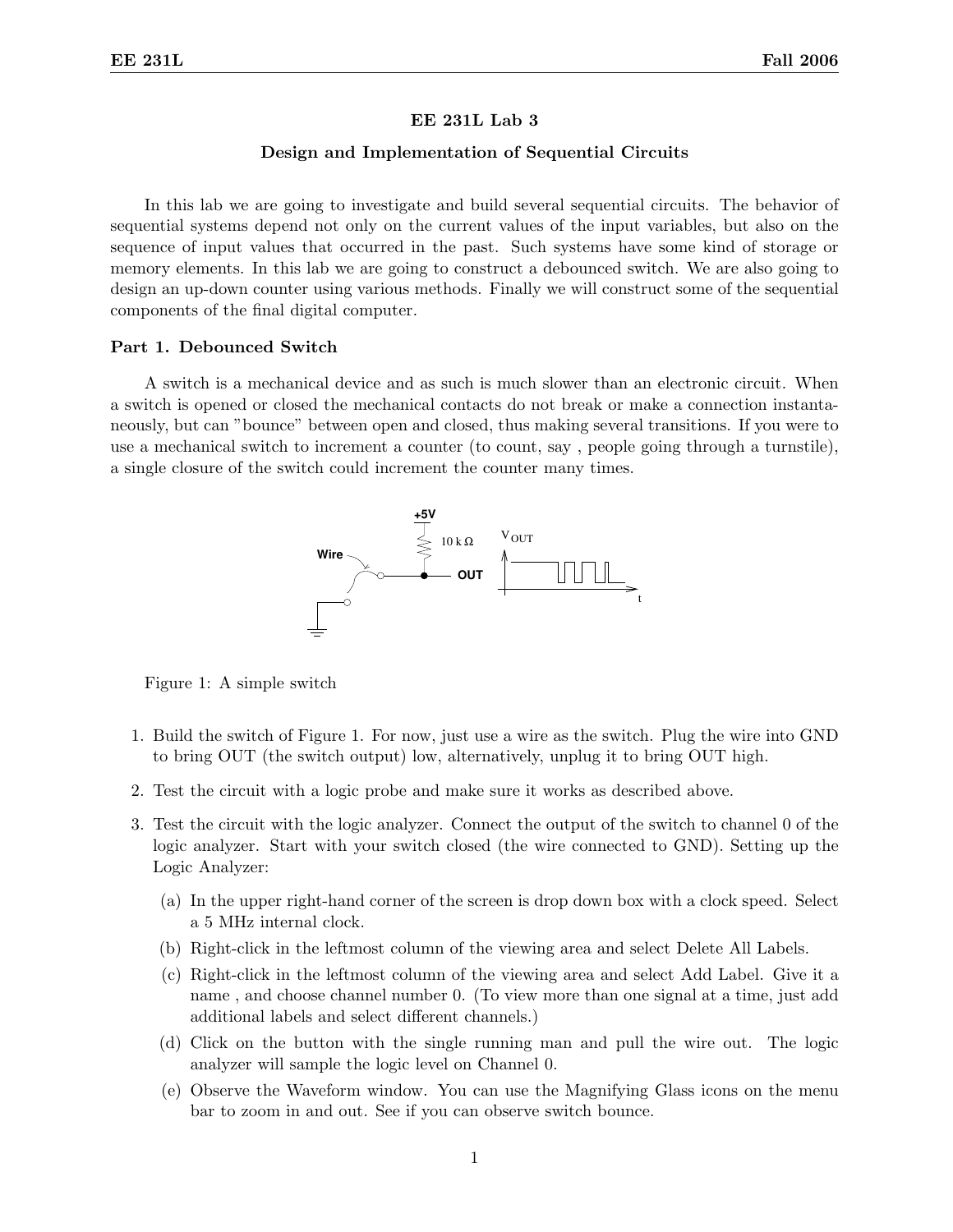# EE 231L Lab 3

## Design and Implementation of Sequential Circuits

In this lab we are going to investigate and build several sequential circuits. The behavior of sequential systems depend not only on the current values of the input variables, but also on the sequence of input values that occurred in the past. Such systems have some kind of storage or memory elements. In this lab we are going to construct a debounced switch. We are also going to design an up-down counter using various methods. Finally we will construct some of the sequential components of the final digital computer.

### Part 1. Debounced Switch

A switch is a mechanical device and as such is much slower than an electronic circuit. When a switch is opened or closed the mechanical contacts do not break or make a connection instantaneously, but can "bounce" between open and closed, thus making several transitions. If you were to use a mechanical switch to increment a counter (to count, say , people going through a turnstile), a single closure of the switch could increment the counter many times.

Figure 1: A simple switch

1. Build the switch of Figure 1. For now, just use a wire as the switch. Plug the wire into GND to bring OUT (the switch output) low, alternatively, unplug it to bring OUT high.
2. Test the circuit with a logic probe and make sure it works as described above.
3. Test the circuit with the logic analyzer. Connect the output of the switch to channel 0 of the logic analyzer. Start with your switch closed (the wire connected to GND). Setting up the Logic Analyzer:
   (a) In the upper right-hand corner of the screen is drop down box with a clock speed. Select a 5 MHz internal clock.
   (b) Right-click in the leftmost column of the viewing area and select Delete All Labels.
   (c) Right-click in the leftmost column of the viewing area and select Add Label. Give it a name , and choose channel number 0. (To view more than one signal at a time, just add additional labels and select different channels.)
   (d) Click on the button with the single running man and pull the wire out. The logic analyzer will sample the logic level on Channel 0.
   (e) Observe the Waveform window. You can use the Magnifying Glass icons on the menu bar to zoom in and out. See if you can observe switch bounce.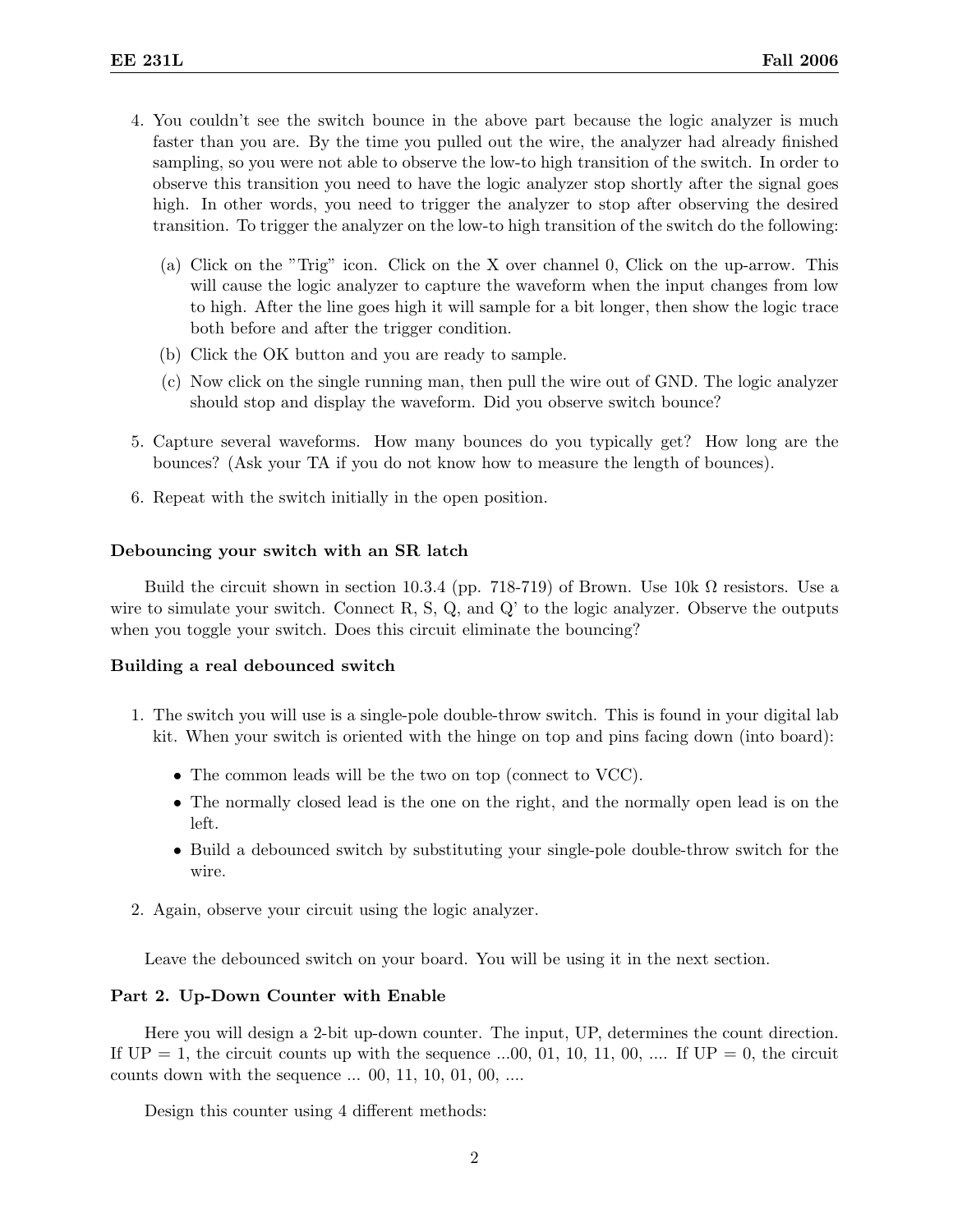4. You couldn't see the switch bounce in the above part because the logic analyzer is much faster than you are. By the time you pulled out the wire, the analyzer had already finished sampling, so you were not able to observe the low-to high transition of the switch. In order to observe this transition you need to have the logic analyzer stop shortly after the signal goes high. In other words, you need to trigger the analyzer to stop after observing the desired transition. To trigger the analyzer on the low-to high transition of the switch do the following:

   (a) Click on the "Trig" icon. Click on the X over channel 0, Click on the up-arrow. This will cause the logic analyzer to capture the waveform when the input changes from low to high. After the line goes high it will sample for a bit longer, then show the logic trace both before and after the trigger condition.

   (b) Click the OK button and you are ready to sample.

   (c) Now click on the single running man, then pull the wire out of GND. The logic analyzer should stop and display the waveform. Did you observe switch bounce?

5. Capture several waveforms. How many bounces do you typically get? How long are the bounces? (Ask your TA if you do not know how to measure the length of bounces).

6. Repeat with the switch initially in the open position.

### Debouncing your switch with an SR latch

Build the circuit shown in section 10.3.4 (pp. 718-719) of Brown. Use 10k Ω resistors. Use a wire to simulate your switch. Connect R, S, Q, and Q' to the logic analyzer. Observe the outputs when you toggle your switch. Does this circuit eliminate the bouncing?

### Building a real debounced switch

1. The switch you will use is a single-pole double-throw switch. This is found in your digital lab kit. When your switch is oriented with the hinge on top and pins facing down (into board):

   - The common leads will be the two on top (connect to VCC).
   - The normally closed lead is the one on the right, and the normally open lead is on the left.
   - Build a debounced switch by substituting your single-pole double-throw switch for the wire.

2. Again, observe your circuit using the logic analyzer.

Leave the debounced switch on your board. You will be using it in the next section.

### Part 2. Up-Down Counter with Enable

Here you will design a 2-bit up-down counter. The input, UP, determines the count direction. If UP = 1, the circuit counts up with the sequence ...00, 01, 10, 11, 00, .... If UP = 0, the circuit counts down with the sequence ... 00, 11, 10, 01, 00, ....

Design this counter using 4 different methods: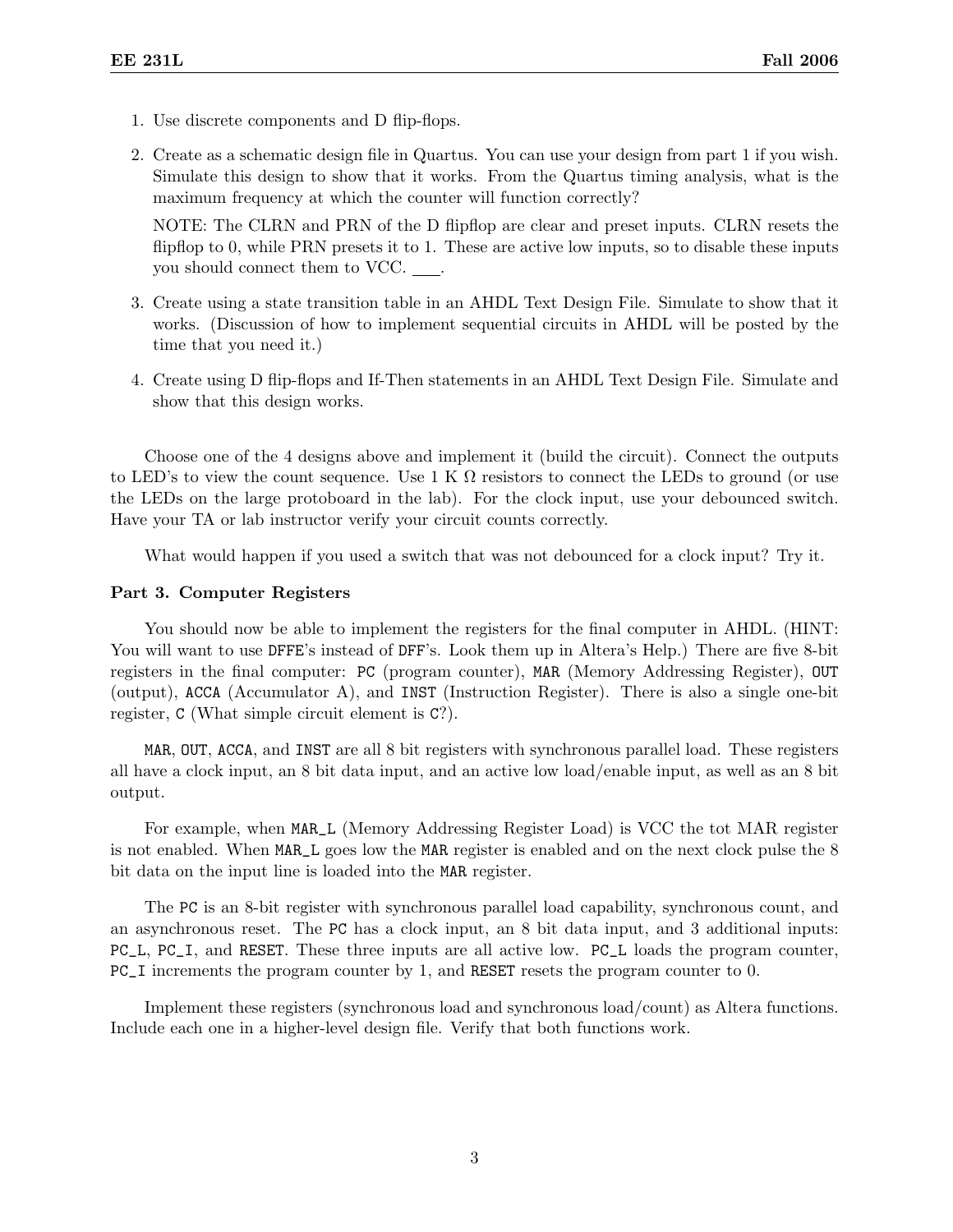1. Use discrete components and D flip-flops.
2. Create as a schematic design file in Quartus. You can use your design from part 1 if you wish. Simulate this design to show that it works. From the Quartus timing analysis, what is the maximum frequency at which the counter will function correctly?

   NOTE: The CLRN and PRN of the D flipflop are clear and preset inputs. CLRN resets the flipflop to 0, while PRN presets it to 1. These are active low inputs, so to disable these inputs you should connect them to VCC. ___.
3. Create using a state transition table in an AHDL Text Design File. Simulate to show that it works. (Discussion of how to implement sequential circuits in AHDL will be posted by the time that you need it.)
4. Create using D flip-flops and If-Then statements in an AHDL Text Design File. Simulate and show that this design works.

Choose one of the 4 designs above and implement it (build the circuit). Connect the outputs to LED's to view the count sequence. Use 1 K Ω resistors to connect the LEDs to ground (or use the LEDs on the large protoboard in the lab). For the clock input, use your debounced switch. Have your TA or lab instructor verify your circuit counts correctly.

What would happen if you used a switch that was not debounced for a clock input? Try it.

**Part 3. Computer Registers**

You should now be able to implement the registers for the final computer in AHDL. (HINT: You will want to use `DFFE`'s instead of `DFF`'s. Look them up in Altera's Help.) There are five 8-bit registers in the final computer: `PC` (program counter), `MAR` (Memory Addressing Register), `OUT` (output), `ACCA` (Accumulator A), and `INST` (Instruction Register). There is also a single one-bit register, `C` (What simple circuit element is `C`?).

`MAR`, `OUT`, `ACCA`, and `INST` are all 8 bit registers with synchronous parallel load. These registers all have a clock input, an 8 bit data input, and an active low load/enable input, as well as an 8 bit output.

For example, when `MAR_L` (Memory Addressing Register Load) is VCC the tot MAR register is not enabled. When `MAR_L` goes low the `MAR` register is enabled and on the next clock pulse the 8 bit data on the input line is loaded into the `MAR` register.

The `PC` is an 8-bit register with synchronous parallel load capability, synchronous count, and an asynchronous reset. The `PC` has a clock input, an 8 bit data input, and 3 additional inputs: `PC_L`, `PC_I`, and `RESET`. These three inputs are all active low. `PC_L` loads the program counter, `PC_I` increments the program counter by 1, and `RESET` resets the program counter to 0.

Implement these registers (synchronous load and synchronous load/count) as Altera functions. Include each one in a higher-level design file. Verify that both functions work.